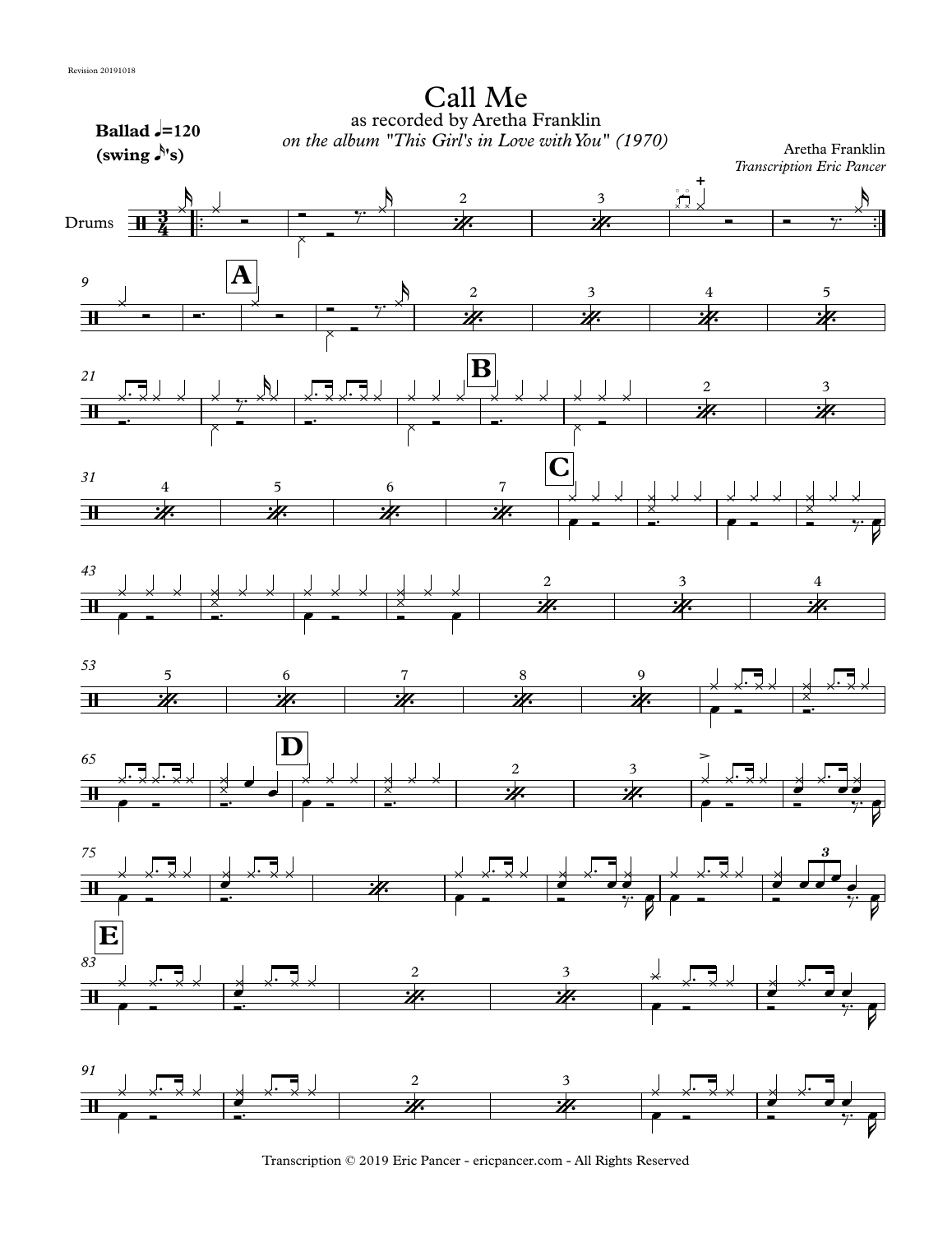Revision 20191018

# Call Me

as recorded by Aretha Franklin

*on the album "This Girl's in Love with You" (1970)*

Aretha Franklin

*Transcription Eric Pancer*

**Ballad ♩=120**
**(swing ♪'s)**

Transcription © 2019 Eric Pancer - ericpancer.com - All Rights Reserved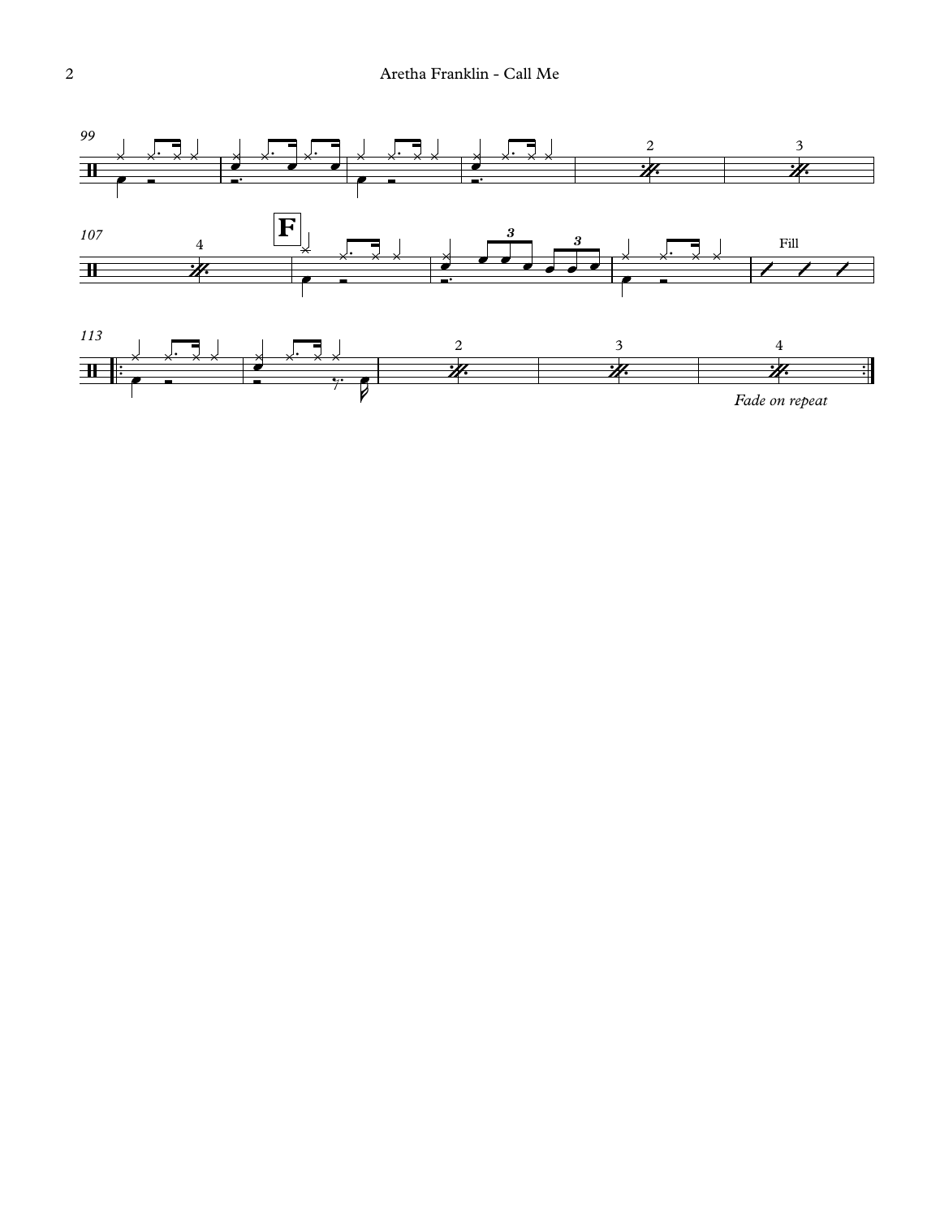99

2

3

107

4

F

Fill

113

2

3

4

*Fade on repeat*